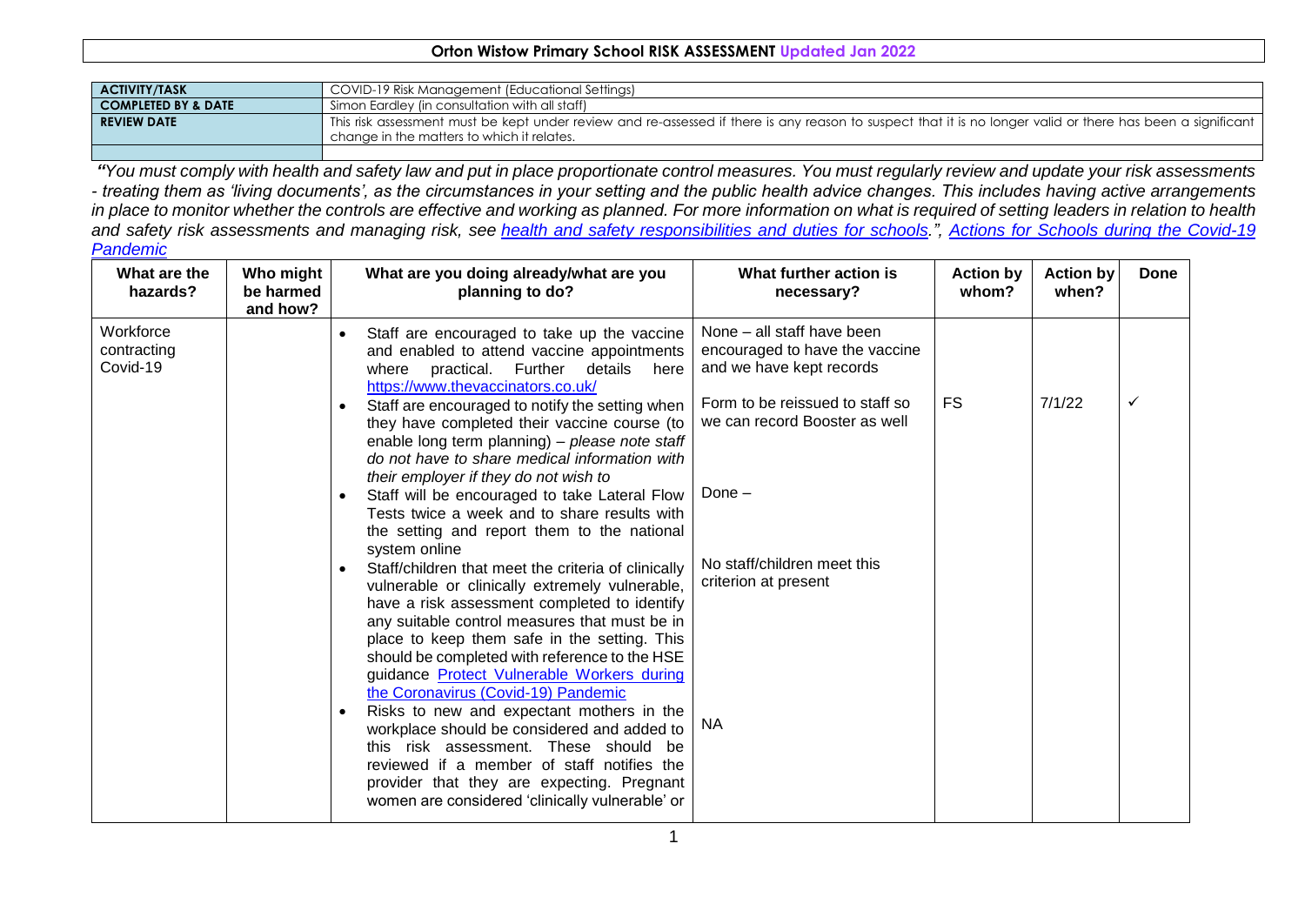# Orton Wistow Primary School RISK ASSESSMENT Updated Jan 2022

| ACTIVITY/TASK | COVID-19 Risk Management (Educational Settings) |
| --- | --- |
| COMPLETED BY & DATE | Simon Eardley (in consultation with all staff) |
| REVIEW DATE | This risk assessment must be kept under review and re-assessed if there is any reason to suspect that it is no longer valid or there has been a significant change in the matters to which it relates. |
| | |

*"You must comply with health and safety law and put in place proportionate control measures. You must regularly review and update your risk assessments - treating them as 'living documents', as the circumstances in your setting and the public health advice changes. This includes having active arrangements in place to monitor whether the controls are effective and working as planned. For more information on what is required of setting leaders in relation to health and safety risk assessments and managing risk, see [health and safety responsibilities and duties for schools](health and safety responsibilities and duties for schools).", [Actions for Schools during the Covid-19 Pandemic](Actions for Schools during the Covid-19 Pandemic)*

| What are the hazards? | Who might be harmed and how? | What are you doing already/what are you planning to do? | What further action is necessary? | Action by whom? | Action by when? | Done |
| --- | --- | --- | --- | --- | --- | --- |
| Workforce contracting Covid-19 | | • Staff are encouraged to take up the vaccine and enabled to attend vaccine appointments where practical. Further details here https://www.thevaccinators.co.uk/ | None – all staff have been encouraged to have the vaccine and we have kept records | | | |
| | | • Staff are encouraged to notify the setting when they have completed their vaccine course (to enable long term planning) – *please note staff do not have to share medical information with their employer if they do not wish to* | Form to be reissued to staff so we can record Booster as well | FS | 7/1/22 | ✓ |
| | | • Staff will be encouraged to take Lateral Flow Tests twice a week and to share results with the setting and report them to the national system online | Done – | | | |
| | | • Staff/children that meet the criteria of clinically vulnerable or clinically extremely vulnerable, have a risk assessment completed to identify any suitable control measures that must be in place to keep them safe in the setting. This should be completed with reference to the HSE guidance [Protect Vulnerable Workers during the Coronavirus (Covid-19) Pandemic](Protect Vulnerable Workers during the Coronavirus (Covid-19) Pandemic) | No staff/children meet this criterion at present | | | |
| | | • Risks to new and expectant mothers in the workplace should be considered and added to this risk assessment. These should be reviewed if a member of staff notifies the provider that they are expecting. Pregnant women are considered 'clinically vulnerable' or | NA | | | |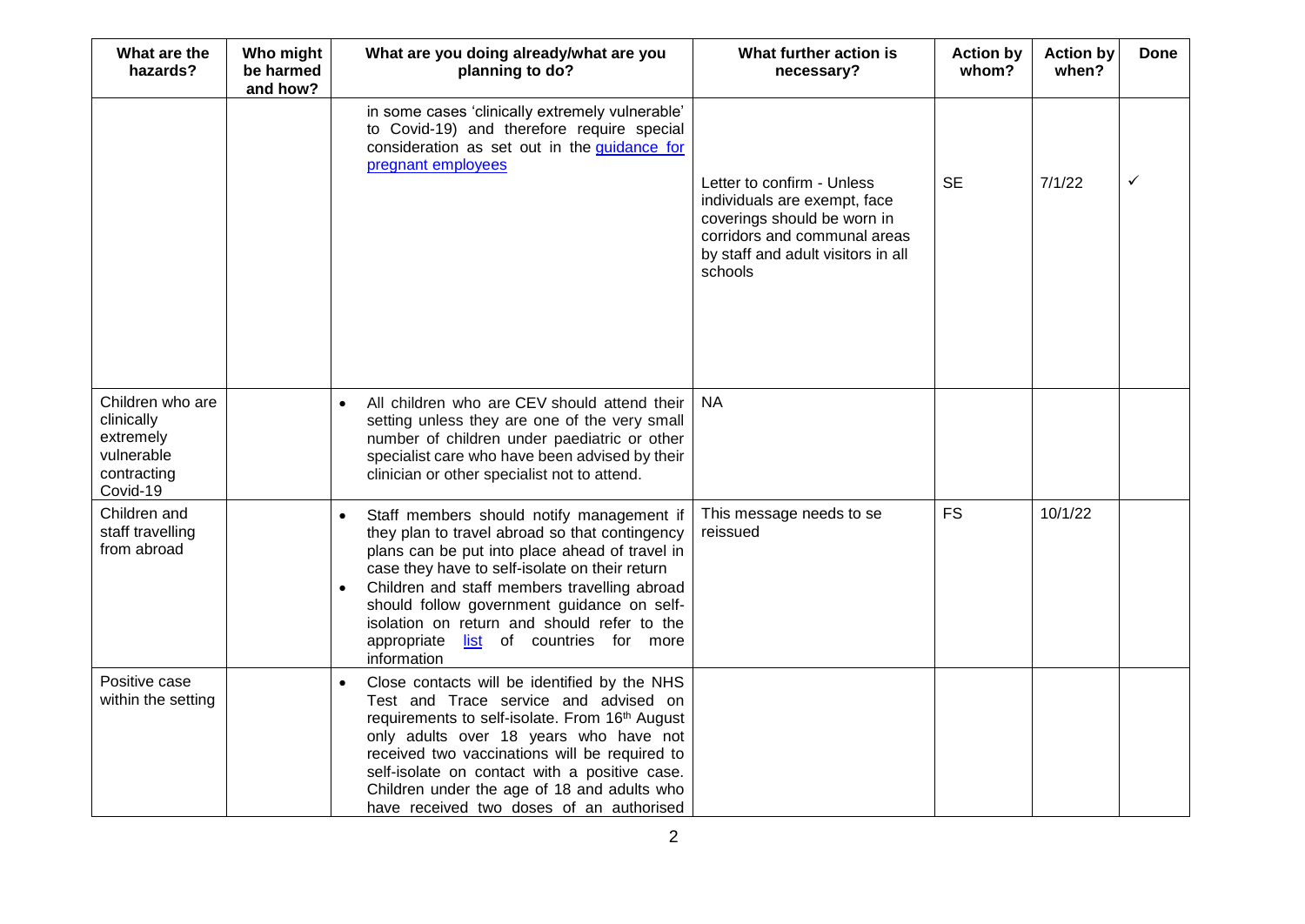| What are the hazards? | Who might be harmed and how? | What are you doing already/what are you planning to do? | What further action is necessary? | Action by whom? | Action by when? | Done |
| --- | --- | --- | --- | --- | --- | --- |
| | | in some cases 'clinically extremely vulnerable' to Covid-19) and therefore require special consideration as set out in the guidance for pregnant employees | Letter to confirm - Unless individuals are exempt, face coverings should be worn in corridors and communal areas by staff and adult visitors in all schools | SE | 7/1/22 | ✓ |
| Children who are clinically extremely vulnerable contracting Covid-19 | | • All children who are CEV should attend their setting unless they are one of the very small number of children under paediatric or other specialist care who have been advised by their clinician or other specialist not to attend. | NA | | | |
| Children and staff travelling from abroad | | • Staff members should notify management if they plan to travel abroad so that contingency plans can be put into place ahead of travel in case they have to self-isolate on their return<br>• Children and staff members travelling abroad should follow government guidance on self-isolation on return and should refer to the appropriate list of countries for more information | This message needs to se reissued | FS | 10/1/22 | |
| Positive case within the setting | | • Close contacts will be identified by the NHS Test and Trace service and advised on requirements to self-isolate. From 16th August only adults over 18 years who have not received two vaccinations will be required to self-isolate on contact with a positive case. Children under the age of 18 and adults who have received two doses of an authorised | | | | |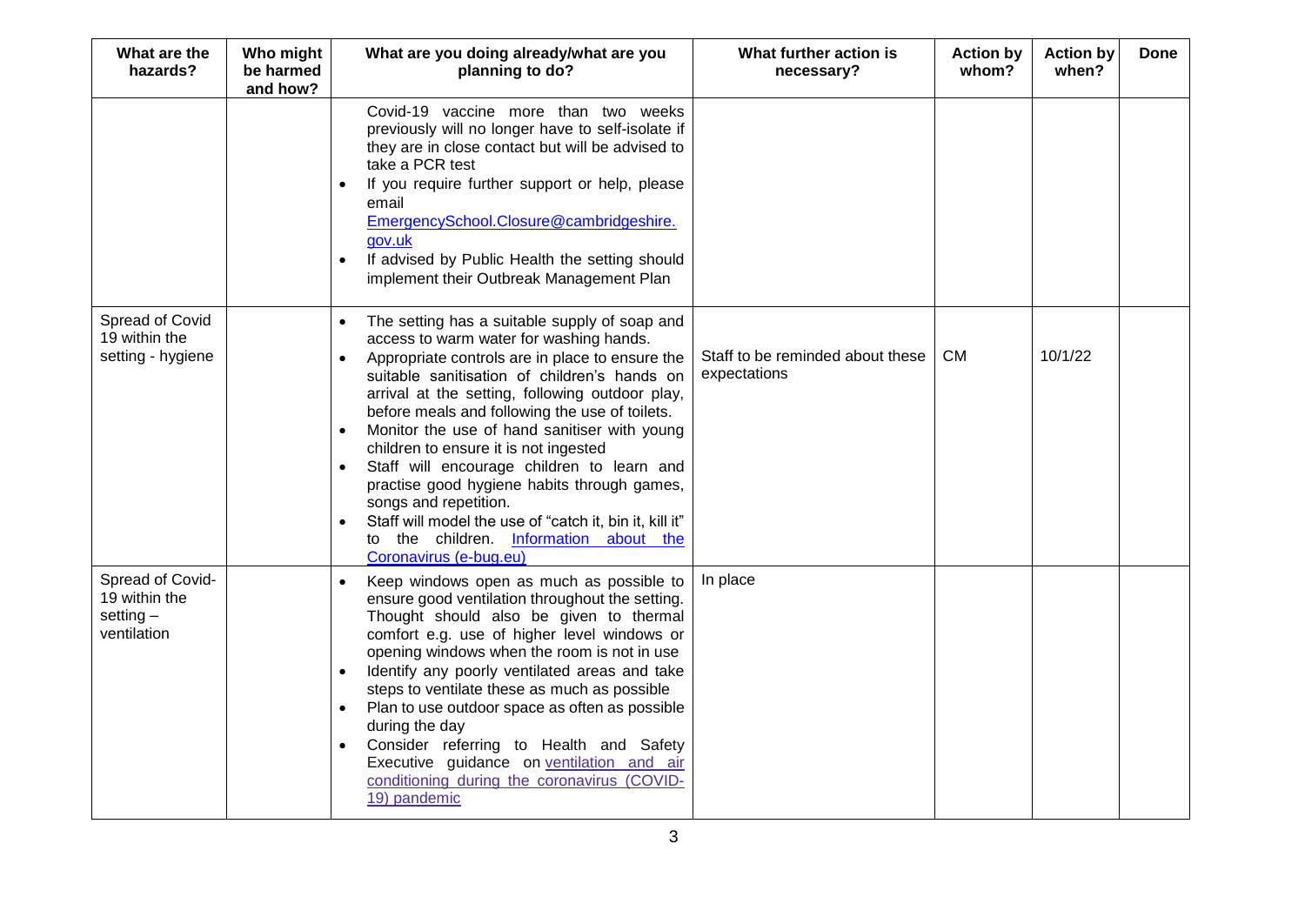| What are the hazards? | Who might be harmed and how? | What are you doing already/what are you planning to do? | What further action is necessary? | Action by whom? | Action by when? | Done |
|---|---|---|---|---|---|---|
| | | Covid-19 vaccine more than two weeks previously will no longer have to self-isolate if they are in close contact but will be advised to take a PCR test<br>• If you require further support or help, please email [EmergencySchool.Closure@cambridgeshire.gov.uk](mailto:EmergencySchool.Closure@cambridgeshire.gov.uk)<br>• If advised by Public Health the setting should implement their Outbreak Management Plan | | | | |
| Spread of Covid 19 within the setting - hygiene | | • The setting has a suitable supply of soap and access to warm water for washing hands.<br>• Appropriate controls are in place to ensure the suitable sanitisation of children's hands on arrival at the setting, following outdoor play, before meals and following the use of toilets.<br>• Monitor the use of hand sanitiser with young children to ensure it is not ingested<br>• Staff will encourage children to learn and practise good hygiene habits through games, songs and repetition.<br>• Staff will model the use of "catch it, bin it, kill it" to the children. Information about the Coronavirus (e-bug.eu) | Staff to be reminded about these expectations | CM | 10/1/22 | |
| Spread of Covid-19 within the setting – ventilation | | • Keep windows open as much as possible to ensure good ventilation throughout the setting. Thought should also be given to thermal comfort e.g. use of higher level windows or opening windows when the room is not in use<br>• Identify any poorly ventilated areas and take steps to ventilate these as much as possible<br>• Plan to use outdoor space as often as possible during the day<br>• Consider referring to Health and Safety Executive guidance on ventilation and air conditioning during the coronavirus (COVID-19) pandemic | In place | | | |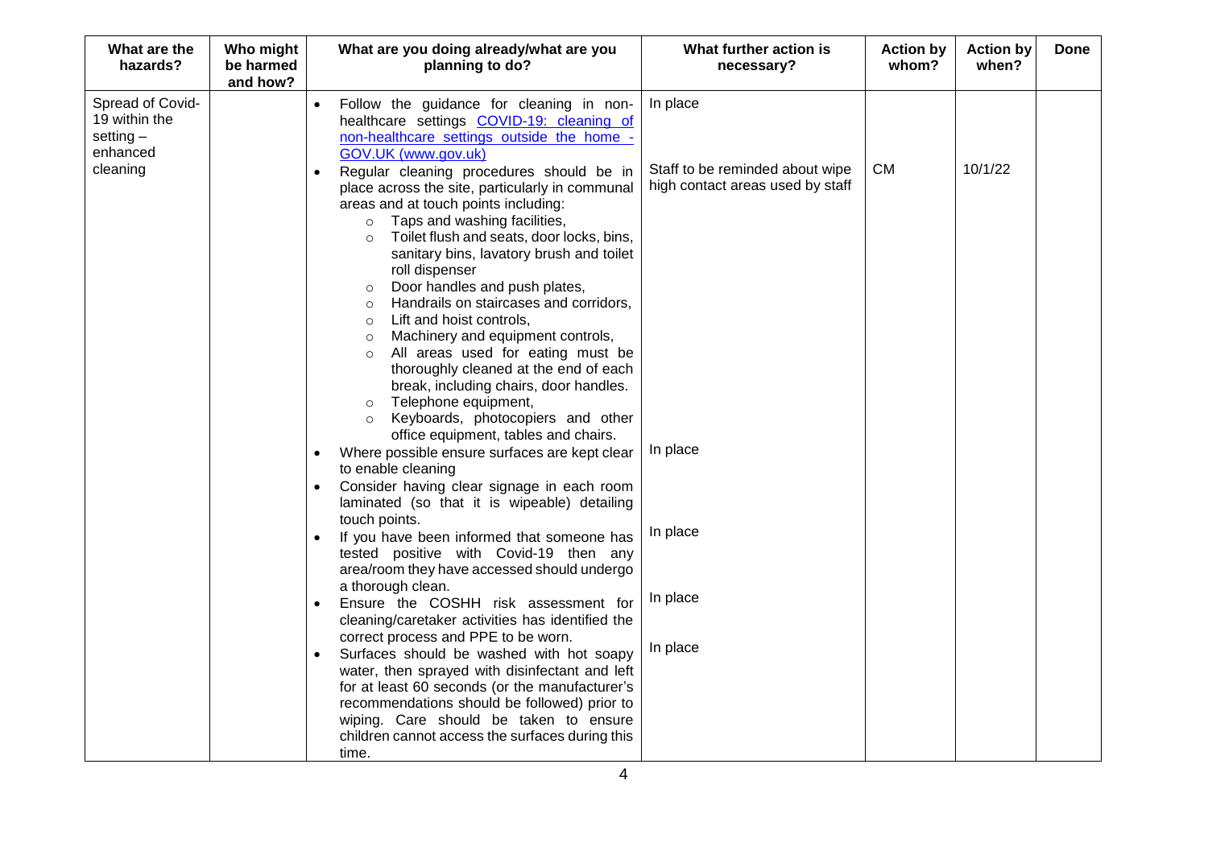| What are the hazards? | Who might be harmed and how? | What are you doing already/what are you planning to do? | What further action is necessary? | Action by whom? | Action by when? | Done |
|---|---|---|---|---|---|---|
| Spread of Covid-19 within the setting – enhanced cleaning | | • Follow the guidance for cleaning in non-healthcare settings [COVID-19: cleaning of non-healthcare settings outside the home - GOV.UK (www.gov.uk)](www.gov.uk)<br>• Regular cleaning procedures should be in place across the site, particularly in communal areas and at touch points including:<br>&nbsp;&nbsp;○ Taps and washing facilities,<br>&nbsp;&nbsp;○ Toilet flush and seats, door locks, bins, sanitary bins, lavatory brush and toilet roll dispenser<br>&nbsp;&nbsp;○ Door handles and push plates,<br>&nbsp;&nbsp;○ Handrails on staircases and corridors,<br>&nbsp;&nbsp;○ Lift and hoist controls,<br>&nbsp;&nbsp;○ Machinery and equipment controls,<br>&nbsp;&nbsp;○ All areas used for eating must be thoroughly cleaned at the end of each break, including chairs, door handles.<br>&nbsp;&nbsp;○ Telephone equipment,<br>&nbsp;&nbsp;○ Keyboards, photocopiers and other office equipment, tables and chairs.<br>• Where possible ensure surfaces are kept clear to enable cleaning<br>• Consider having clear signage in each room laminated (so that it is wipeable) detailing touch points.<br>• If you have been informed that someone has tested positive with Covid-19 then any area/room they have accessed should undergo a thorough clean.<br>• Ensure the COSHH risk assessment for cleaning/caretaker activities has identified the correct process and PPE to be worn.<br>• Surfaces should be washed with hot soapy water, then sprayed with disinfectant and left for at least 60 seconds (or the manufacturer's recommendations should be followed) prior to wiping. Care should be taken to ensure children cannot access the surfaces during this time. | In place<br><br>Staff to be reminded about wipe high contact areas used by staff<br><br>In place<br><br>In place<br><br>In place<br><br>In place | CM | 10/1/22 | |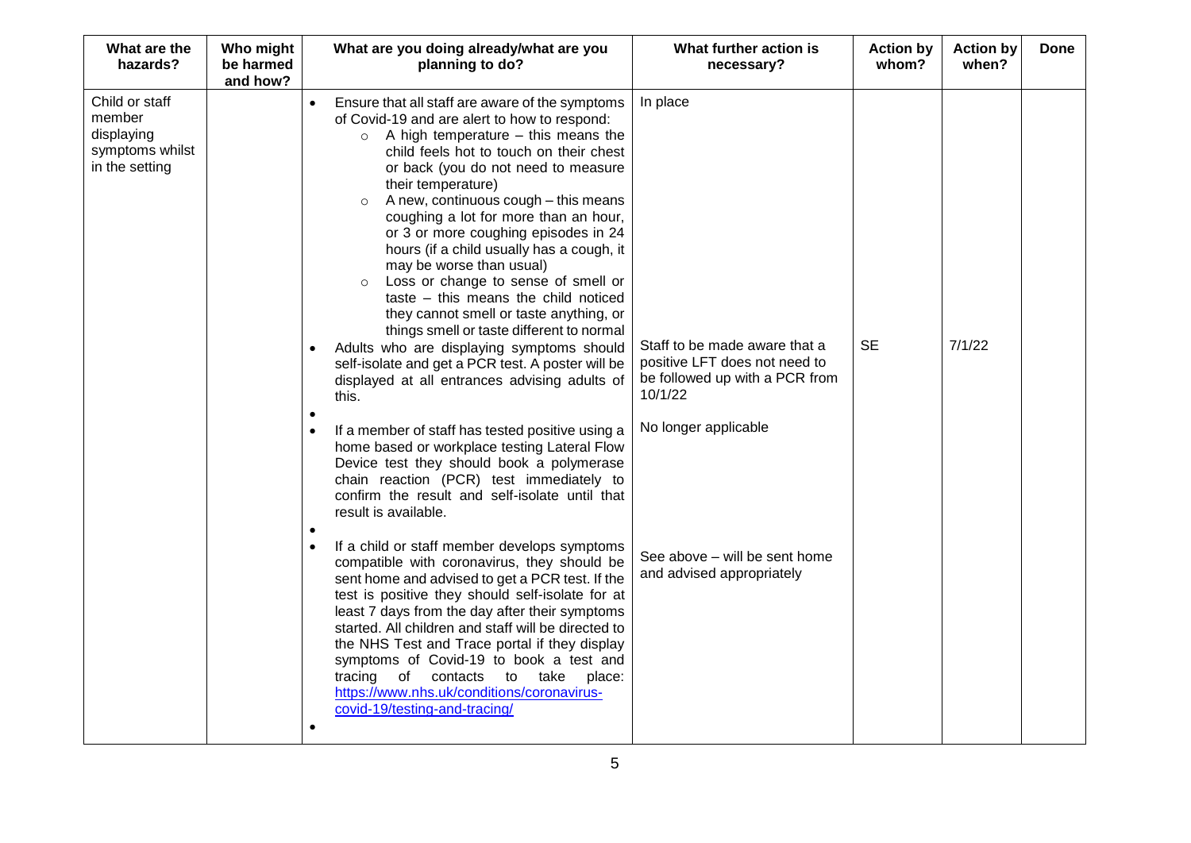| What are the hazards? | Who might be harmed and how? | What are you doing already/what are you planning to do? | What further action is necessary? | Action by whom? | Action by when? | Done |
| --- | --- | --- | --- | --- | --- | --- |
| Child or staff member displaying symptoms whilst in the setting | | • Ensure that all staff are aware of the symptoms of Covid-19 and are alert to how to respond:<br>  ○ A high temperature – this means the child feels hot to touch on their chest or back (you do not need to measure their temperature)<br>  ○ A new, continuous cough – this means coughing a lot for more than an hour, or 3 or more coughing episodes in 24 hours (if a child usually has a cough, it may be worse than usual)<br>  ○ Loss or change to sense of smell or taste – this means the child noticed they cannot smell or taste anything, or things smell or taste different to normal | In place | | | |
| | | • Adults who are displaying symptoms should self-isolate and get a PCR test. A poster will be displayed at all entrances advising adults of this.<br>• | Staff to be made aware that a positive LFT does not need to be followed up with a PCR from 10/1/22 | SE | 7/1/22 | |
| | | • If a member of staff has tested positive using a home based or workplace testing Lateral Flow Device test they should book a polymerase chain reaction (PCR) test immediately to confirm the result and self-isolate until that result is available.<br>• | No longer applicable | | | |
| | | • If a child or staff member develops symptoms compatible with coronavirus, they should be sent home and advised to get a PCR test. If the test is positive they should self-isolate for at least 7 days from the day after their symptoms started. All children and staff will be directed to the NHS Test and Trace portal if they display symptoms of Covid-19 to book a test and tracing of contacts to take place: https://www.nhs.uk/conditions/coronavirus-covid-19/testing-and-tracing/<br>• | See above – will be sent home and advised appropriately | | | |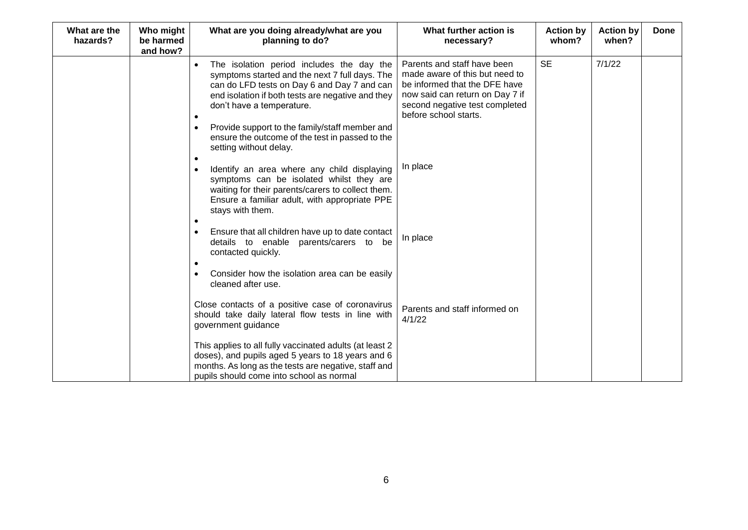| What are the hazards? | Who might be harmed and how? | What are you doing already/what are you planning to do? | What further action is necessary? | Action by whom? | Action by when? | Done |
|---|---|---|---|---|---|---|
| | | • The isolation period includes the day the symptoms started and the next 7 full days. The can do LFD tests on Day 6 and Day 7 and can end isolation if both tests are negative and they don't have a temperature.<br>•<br>• Provide support to the family/staff member and ensure the outcome of the test in passed to the setting without delay.<br>•<br>• Identify an area where any child displaying symptoms can be isolated whilst they are waiting for their parents/carers to collect them. Ensure a familiar adult, with appropriate PPE stays with them.<br>•<br>• Ensure that all children have up to date contact details to enable parents/carers to be contacted quickly.<br>•<br>• Consider how the isolation area can be easily cleaned after use.<br><br>Close contacts of a positive case of coronavirus should take daily lateral flow tests in line with government guidance<br><br>This applies to all fully vaccinated adults (at least 2 doses), and pupils aged 5 years to 18 years and 6 months. As long as the tests are negative, staff and pupils should come into school as normal | Parents and staff have been made aware of this but need to be informed that the DFE have now said can return on Day 7 if second negative test completed before school starts.<br><br>In place<br><br>In place<br><br>Parents and staff informed on 4/1/22 | SE | 7/1/22 | |